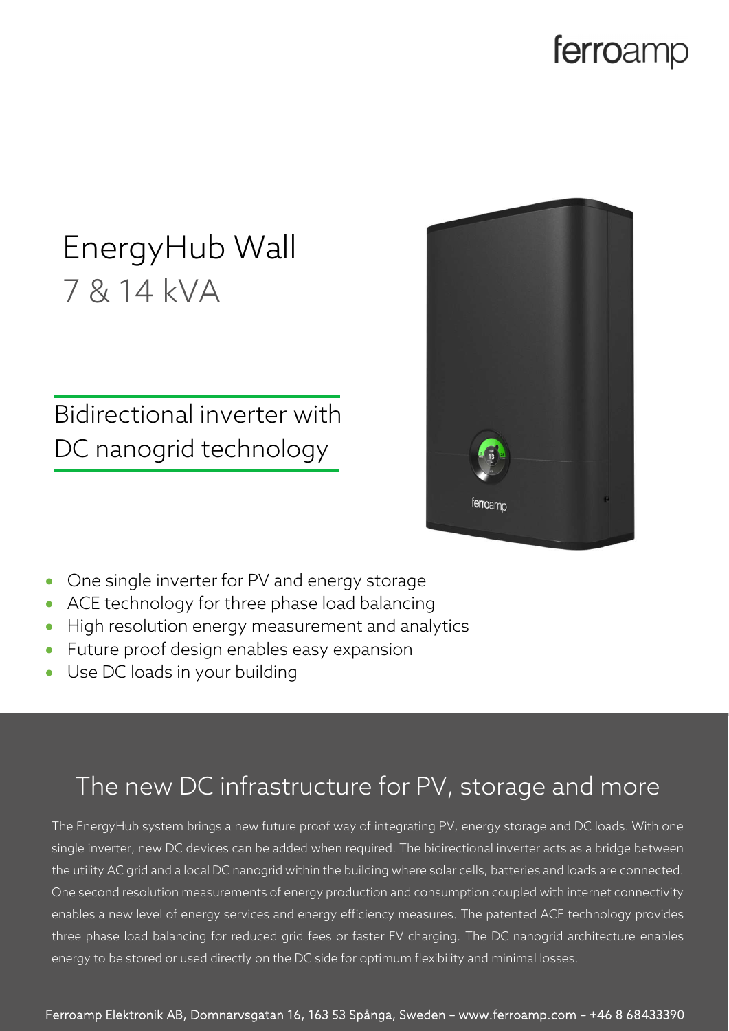ferroamp

# EnergyHub Wall

7 & 14 kVA

## Bidirectional inverter with DC nanogrid technology

- One single inverter for PV and energy storage
- ACE technology for three phase load balancing
- High resolution energy measurement and analytics
- Future proof design enables easy expansion
- Use DC loads in your building

## The new DC infrastructure for PV, storage and more

The EnergyHub system brings a new future proof way of integrating PV, energy storage and DC loads. With one single inverter, new DC devices can be added when required. The bidirectional inverter acts as a bridge between the utility AC grid and a local DC nanogrid within the building where solar cells, batteries and loads are connected. One second resolution measurements of energy production and consumption coupled with internet connectivity enables a new level of energy services and energy efficiency measures. The patented ACE technology provides three phase load balancing for reduced grid fees or faster EV charging. The DC nanogrid architecture enables energy to be stored or used directly on the DC side for optimum flexibility and minimal losses.

Ferroamp Elektronik AB, Domnarvsgatan 16, 163 53 Spånga, Sweden – www.ferroamp.com – +46 8 68433390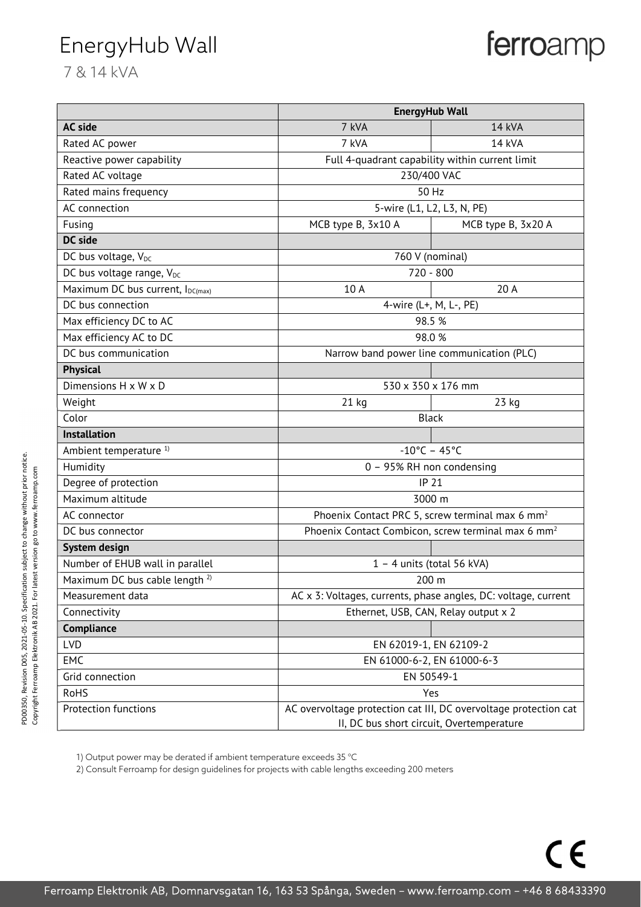# EnergyHub Wall

7 & 14 kVA

| | EnergyHub Wall | |
|---|---|---|
| **AC side** | 7 kVA | 14 kVA |
| Rated AC power | 7 kVA | 14 kVA |
| Reactive power capability | Full 4-quadrant capability within current limit | |
| Rated AC voltage | 230/400 VAC | |
| Rated mains frequency | 50 Hz | |
| AC connection | 5-wire (L1, L2, L3, N, PE) | |
| Fusing | MCB type B, 3x10 A | MCB type B, 3x20 A |
| **DC side** | | |
| DC bus voltage, $V_{DC}$ | 760 V (nominal) | |
| DC bus voltage range, $V_{DC}$ | 720 - 800 | |
| Maximum DC bus current, $I_{DC(max)}$ | 10 A | 20 A |
| DC bus connection | 4-wire (L+, M, L-, PE) | |
| Max efficiency DC to AC | 98.5 % | |
| Max efficiency AC to DC | 98.0 % | |
| DC bus communication | Narrow band power line communication (PLC) | |
| **Physical** | | |
| Dimensions H x W x D | 530 x 350 x 176 mm | |
| Weight | 21 kg | 23 kg |
| Color | Black | |
| **Installation** | | |
| Ambient temperature [1] | -10°C – 45°C | |
| Humidity | 0 – 95% RH non condensing | |
| Degree of protection | IP 21 | |
| Maximum altitude | 3000 m | |
| AC connector | Phoenix Contact PRC 5, screw terminal max 6 mm² | |
| DC bus connector | Phoenix Contact Combicon, screw terminal max 6 mm² | |
| **System design** | | |
| Number of EHUB wall in parallel | 1 – 4 units (total 56 kVA) | |
| Maximum DC bus cable length [2] | 200 m | |
| Measurement data | AC x 3: Voltages, currents, phase angles, DC: voltage, current | |
| Connectivity | Ethernet, USB, CAN, Relay output x 2 | |
| **Compliance** | | |
| LVD | EN 62019-1, EN 62109-2 | |
| EMC | EN 61000-6-2, EN 61000-6-3 | |
| Grid connection | EN 50549-1 | |
| RoHS | Yes | |
| Protection functions | AC overvoltage protection cat III, DC overvoltage protection cat II, DC bus short circuit, Overtemperature | |

1) Output power may be derated if ambient temperature exceeds 35 °C

2) Consult Ferroamp for design guidelines for projects with cable lengths exceeding 200 meters

PD00350, Revision D05, 2021-05-10. Specification subject to change without prior notice.
Copyright Ferroamp Elektronik AB 2021. For latest version go to www.ferroamp.com

Ferroamp Elektronik AB, Domnarvsgatan 16, 163 53 Spånga, Sweden – www.ferroamp.com – +46 8 68433390